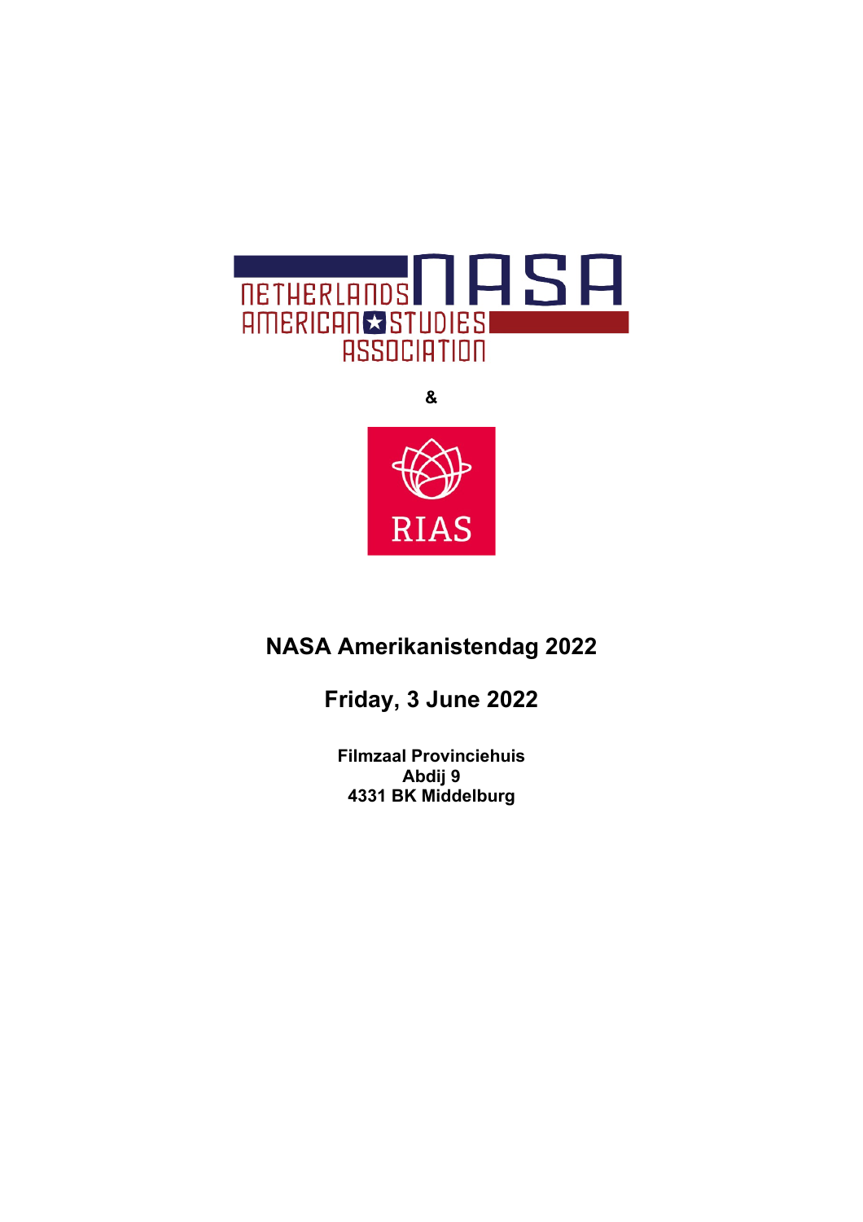NETHERLANDS AMERICAN STUDIES ASSOCIATION

&

RIAS

# NASA Amerikanistendag 2022

## Friday, 3 June 2022

**Filmzaal Provinciehuis**
**Abdij 9**
**4331 BK Middelburg**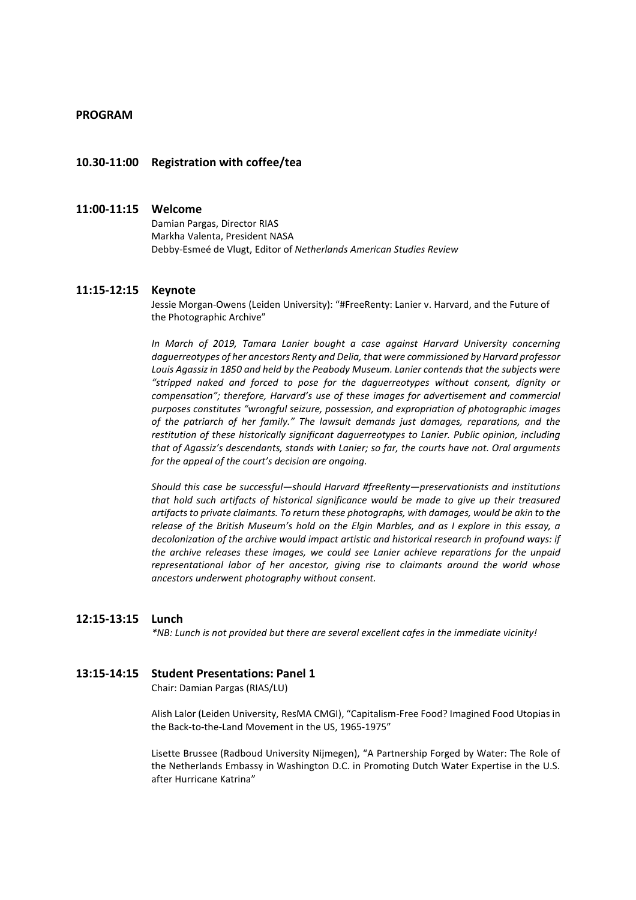## PROGRAM

### 10.30-11:00 Registration with coffee/tea

### 11:00-11:15 Welcome

Damian Pargas, Director RIAS
Markha Valenta, President NASA
Debby-Esmeé de Vlugt, Editor of *Netherlands American Studies Review*

### 11:15-12:15 Keynote

Jessie Morgan-Owens (Leiden University): "#FreeRenty: Lanier v. Harvard, and the Future of the Photographic Archive"

*In March of 2019, Tamara Lanier bought a case against Harvard University concerning daguerreotypes of her ancestors Renty and Delia, that were commissioned by Harvard professor Louis Agassiz in 1850 and held by the Peabody Museum. Lanier contends that the subjects were "stripped naked and forced to pose for the daguerreotypes without consent, dignity or compensation"; therefore, Harvard's use of these images for advertisement and commercial purposes constitutes "wrongful seizure, possession, and expropriation of photographic images of the patriarch of her family." The lawsuit demands just damages, reparations, and the restitution of these historically significant daguerreotypes to Lanier. Public opinion, including that of Agassiz's descendants, stands with Lanier; so far, the courts have not. Oral arguments for the appeal of the court's decision are ongoing.*

*Should this case be successful—should Harvard #freeRenty—preservationists and institutions that hold such artifacts of historical significance would be made to give up their treasured artifacts to private claimants. To return these photographs, with damages, would be akin to the release of the British Museum's hold on the Elgin Marbles, and as I explore in this essay, a decolonization of the archive would impact artistic and historical research in profound ways: if the archive releases these images, we could see Lanier achieve reparations for the unpaid representational labor of her ancestor, giving rise to claimants around the world whose ancestors underwent photography without consent.*

### 12:15-13:15 Lunch

*\*NB: Lunch is not provided but there are several excellent cafes in the immediate vicinity!*

### 13:15-14:15 Student Presentations: Panel 1

Chair: Damian Pargas (RIAS/LU)

Alish Lalor (Leiden University, ResMA CMGI), "Capitalism-Free Food? Imagined Food Utopias in the Back-to-the-Land Movement in the US, 1965-1975"

Lisette Brussee (Radboud University Nijmegen), "A Partnership Forged by Water: The Role of the Netherlands Embassy in Washington D.C. in Promoting Dutch Water Expertise in the U.S. after Hurricane Katrina"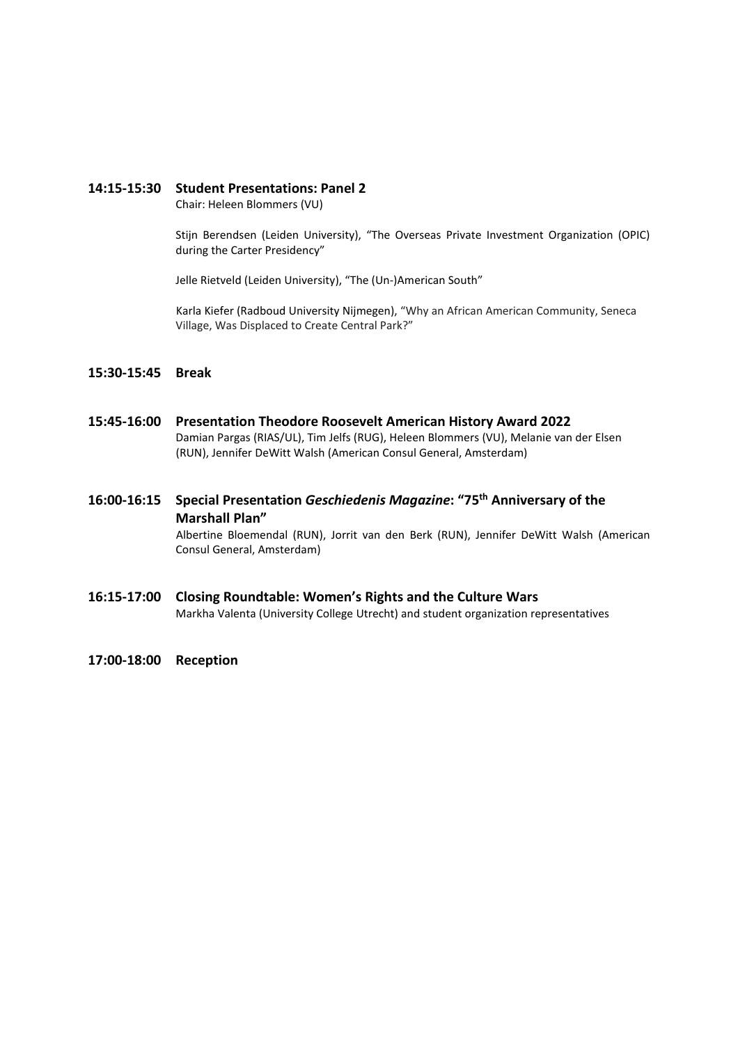**14:15-15:30 Student Presentations: Panel 2**

Chair: Heleen Blommers (VU)

Stijn Berendsen (Leiden University), "The Overseas Private Investment Organization (OPIC) during the Carter Presidency"

Jelle Rietveld (Leiden University), "The (Un-)American South"

Karla Kiefer (Radboud University Nijmegen), "Why an African American Community, Seneca Village, Was Displaced to Create Central Park?"

**15:30-15:45 Break**

**15:45-16:00 Presentation Theodore Roosevelt American History Award 2022**

Damian Pargas (RIAS/UL), Tim Jelfs (RUG), Heleen Blommers (VU), Melanie van der Elsen (RUN), Jennifer DeWitt Walsh (American Consul General, Amsterdam)

**16:00-16:15 Special Presentation *Geschiedenis Magazine*: "75th Anniversary of the Marshall Plan"**

Albertine Bloemendal (RUN), Jorrit van den Berk (RUN), Jennifer DeWitt Walsh (American Consul General, Amsterdam)

**16:15-17:00 Closing Roundtable: Women's Rights and the Culture Wars**

Markha Valenta (University College Utrecht) and student organization representatives

**17:00-18:00 Reception**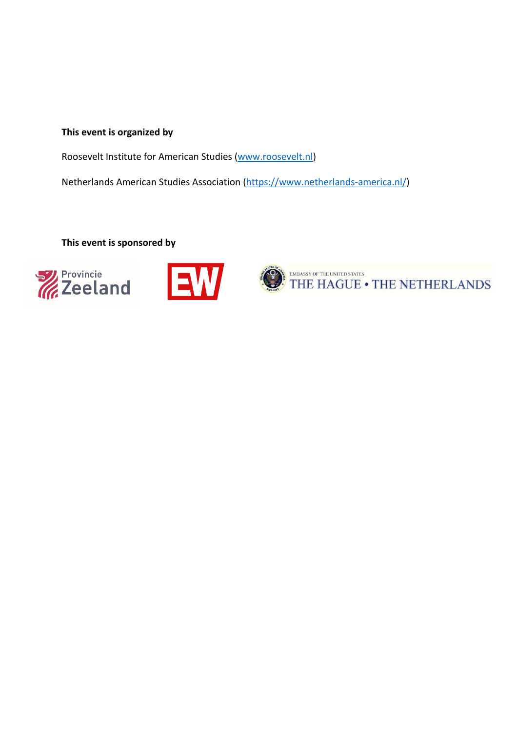**This event is organized by**

Roosevelt Institute for American Studies (www.roosevelt.nl)

Netherlands American Studies Association (https://www.netherlands-america.nl/)

**This event is sponsored by**